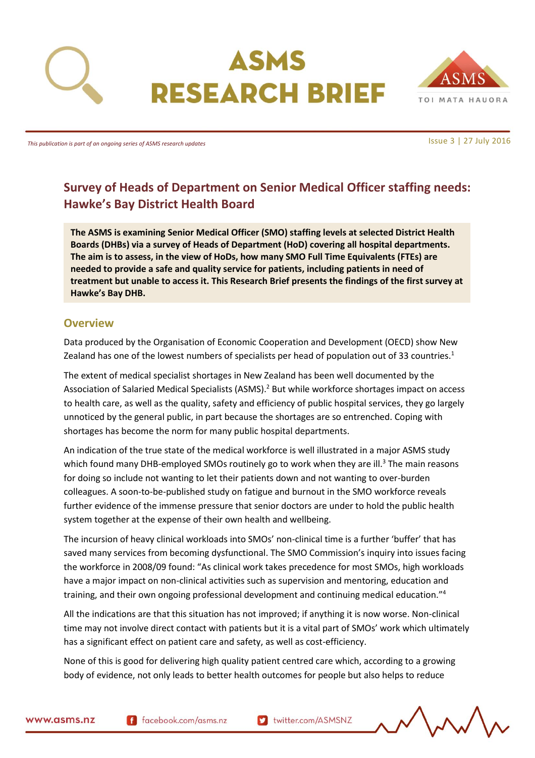# ASMS RESEARCH BRIEF

*This publication is part of an ongoing series of ASMS research updates*

Issue 3 | 27 July 2016

## Survey of Heads of Department on Senior Medical Officer staffing needs: Hawke's Bay District Health Board

**The ASMS is examining Senior Medical Officer (SMO) staffing levels at selected District Health Boards (DHBs) via a survey of Heads of Department (HoD) covering all hospital departments. The aim is to assess, in the view of HoDs, how many SMO Full Time Equivalents (FTEs) are needed to provide a safe and quality service for patients, including patients in need of treatment but unable to access it. This Research Brief presents the findings of the first survey at Hawke's Bay DHB.**

### Overview

Data produced by the Organisation of Economic Cooperation and Development (OECD) show New Zealand has one of the lowest numbers of specialists per head of population out of 33 countries.[1]

The extent of medical specialist shortages in New Zealand has been well documented by the Association of Salaried Medical Specialists (ASMS).[2] But while workforce shortages impact on access to health care, as well as the quality, safety and efficiency of public hospital services, they go largely unnoticed by the general public, in part because the shortages are so entrenched. Coping with shortages has become the norm for many public hospital departments.

An indication of the true state of the medical workforce is well illustrated in a major ASMS study which found many DHB-employed SMOs routinely go to work when they are ill.[3] The main reasons for doing so include not wanting to let their patients down and not wanting to over-burden colleagues. A soon-to-be-published study on fatigue and burnout in the SMO workforce reveals further evidence of the immense pressure that senior doctors are under to hold the public health system together at the expense of their own health and wellbeing.

The incursion of heavy clinical workloads into SMOs' non-clinical time is a further 'buffer' that has saved many services from becoming dysfunctional. The SMO Commission's inquiry into issues facing the workforce in 2008/09 found: "As clinical work takes precedence for most SMOs, high workloads have a major impact on non-clinical activities such as supervision and mentoring, education and training, and their own ongoing professional development and continuing medical education."[4]

All the indications are that this situation has not improved; if anything it is now worse. Non-clinical time may not involve direct contact with patients but it is a vital part of SMOs' work which ultimately has a significant effect on patient care and safety, as well as cost-efficiency.

None of this is good for delivering high quality patient centred care which, according to a growing body of evidence, not only leads to better health outcomes for people but also helps to reduce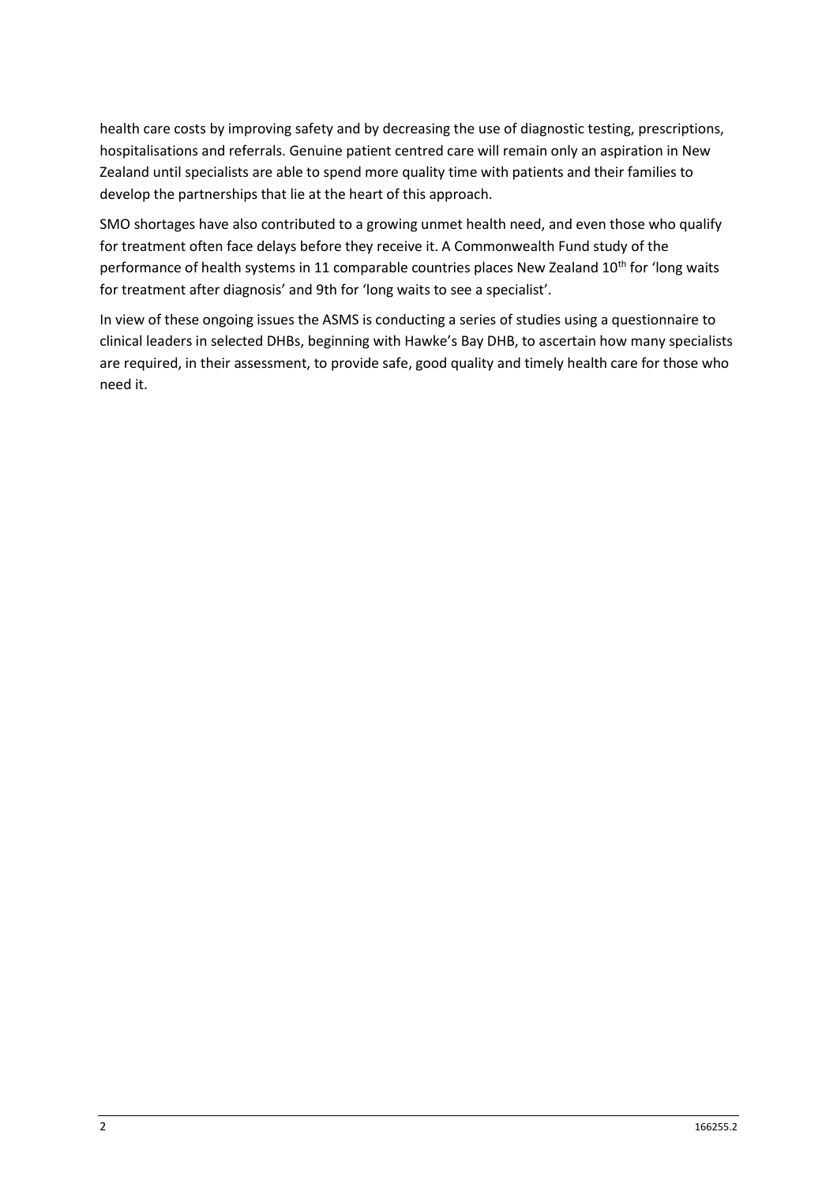health care costs by improving safety and by decreasing the use of diagnostic testing, prescriptions, hospitalisations and referrals. Genuine patient centred care will remain only an aspiration in New Zealand until specialists are able to spend more quality time with patients and their families to develop the partnerships that lie at the heart of this approach.

SMO shortages have also contributed to a growing unmet health need, and even those who qualify for treatment often face delays before they receive it. A Commonwealth Fund study of the performance of health systems in 11 comparable countries places New Zealand 10th for 'long waits for treatment after diagnosis' and 9th for 'long waits to see a specialist'.

In view of these ongoing issues the ASMS is conducting a series of studies using a questionnaire to clinical leaders in selected DHBs, beginning with Hawke's Bay DHB, to ascertain how many specialists are required, in their assessment, to provide safe, good quality and timely health care for those who need it.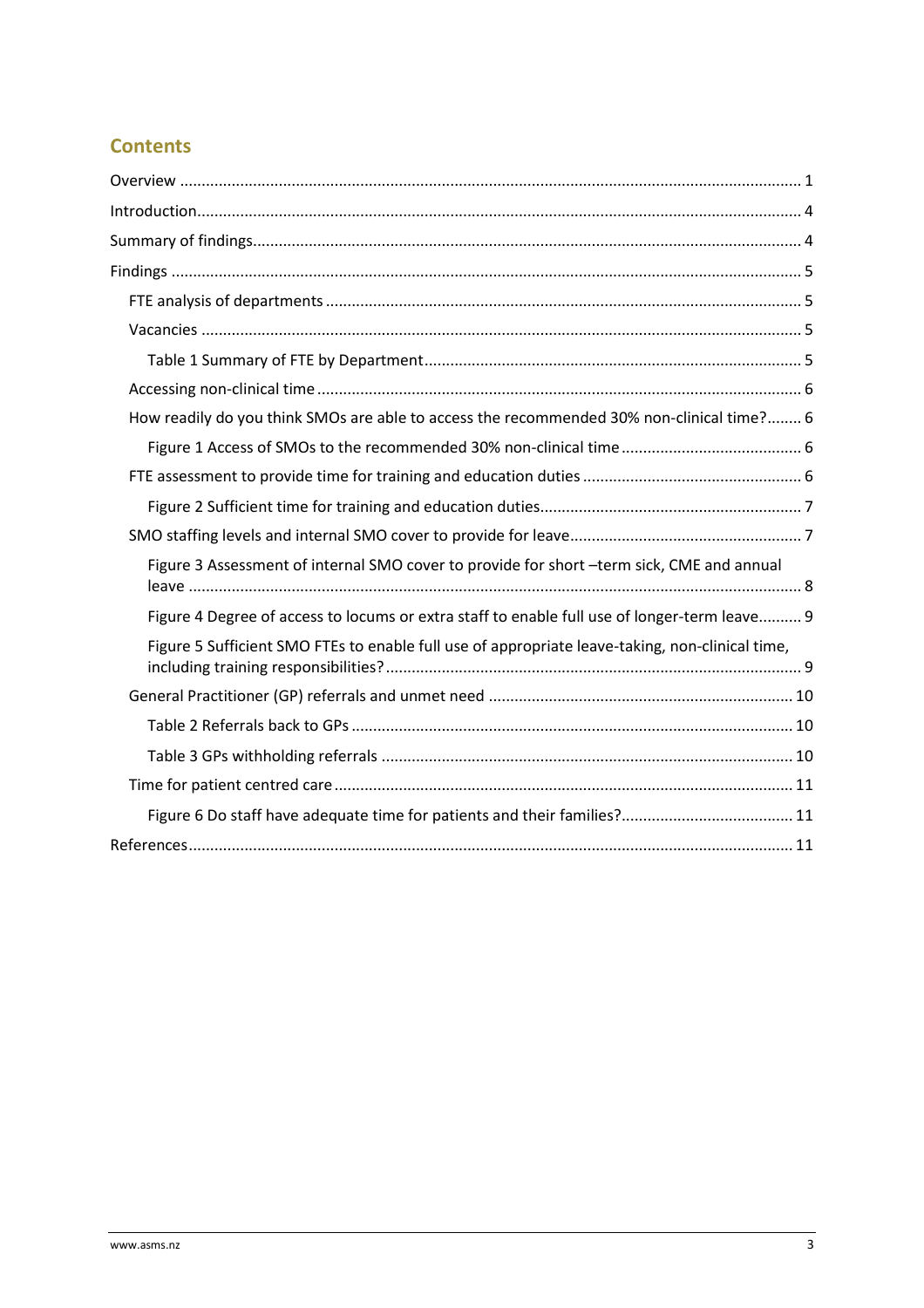## Contents

- Overview ..... 1
- Introduction ..... 4
- Summary of findings ..... 4
- Findings ..... 5
  - FTE analysis of departments ..... 5
  - Vacancies ..... 5
    - Table 1 Summary of FTE by Department ..... 5
  - Accessing non-clinical time ..... 6
  - How readily do you think SMOs are able to access the recommended 30% non-clinical time? ..... 6
    - Figure 1 Access of SMOs to the recommended 30% non-clinical time ..... 6
  - FTE assessment to provide time for training and education duties ..... 6
    - Figure 2 Sufficient time for training and education duties ..... 7
  - SMO staffing levels and internal SMO cover to provide for leave ..... 7
    - Figure 3 Assessment of internal SMO cover to provide for short –term sick, CME and annual leave ..... 8
    - Figure 4 Degree of access to locums or extra staff to enable full use of longer-term leave ..... 9
    - Figure 5 Sufficient SMO FTEs to enable full use of appropriate leave-taking, non-clinical time, including training responsibilities? ..... 9
  - General Practitioner (GP) referrals and unmet need ..... 10
    - Table 2 Referrals back to GPs ..... 10
    - Table 3 GPs withholding referrals ..... 10
  - Time for patient centred care ..... 11
    - Figure 6 Do staff have adequate time for patients and their families? ..... 11
- References ..... 11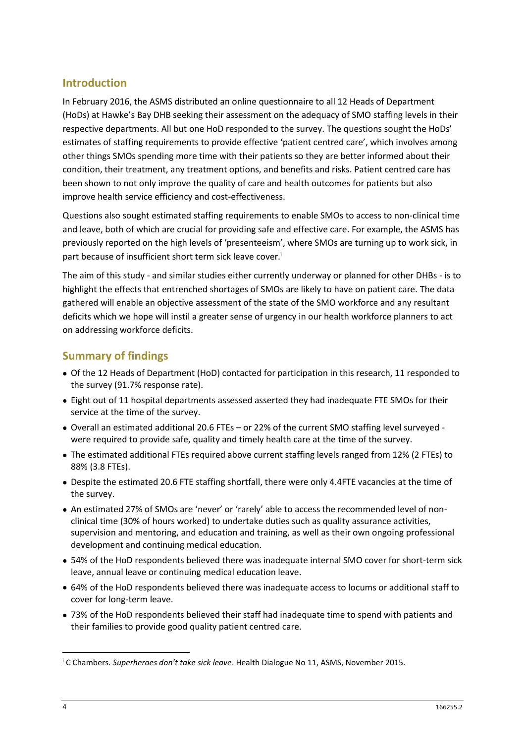## Introduction

In February 2016, the ASMS distributed an online questionnaire to all 12 Heads of Department (HoDs) at Hawke's Bay DHB seeking their assessment on the adequacy of SMO staffing levels in their respective departments. All but one HoD responded to the survey. The questions sought the HoDs' estimates of staffing requirements to provide effective 'patient centred care', which involves among other things SMOs spending more time with their patients so they are better informed about their condition, their treatment, any treatment options, and benefits and risks. Patient centred care has been shown to not only improve the quality of care and health outcomes for patients but also improve health service efficiency and cost-effectiveness.

Questions also sought estimated staffing requirements to enable SMOs to access to non-clinical time and leave, both of which are crucial for providing safe and effective care. For example, the ASMS has previously reported on the high levels of 'presenteeism', where SMOs are turning up to work sick, in part because of insufficient short term sick leave cover.[i]

The aim of this study - and similar studies either currently underway or planned for other DHBs - is to highlight the effects that entrenched shortages of SMOs are likely to have on patient care. The data gathered will enable an objective assessment of the state of the SMO workforce and any resultant deficits which we hope will instil a greater sense of urgency in our health workforce planners to act on addressing workforce deficits.

## Summary of findings

- Of the 12 Heads of Department (HoD) contacted for participation in this research, 11 responded to the survey (91.7% response rate).
- Eight out of 11 hospital departments assessed asserted they had inadequate FTE SMOs for their service at the time of the survey.
- Overall an estimated additional 20.6 FTEs – or 22% of the current SMO staffing level surveyed - were required to provide safe, quality and timely health care at the time of the survey.
- The estimated additional FTEs required above current staffing levels ranged from 12% (2 FTEs) to 88% (3.8 FTEs).
- Despite the estimated 20.6 FTE staffing shortfall, there were only 4.4FTE vacancies at the time of the survey.
- An estimated 27% of SMOs are 'never' or 'rarely' able to access the recommended level of non-clinical time (30% of hours worked) to undertake duties such as quality assurance activities, supervision and mentoring, and education and training, as well as their own ongoing professional development and continuing medical education.
- 54% of the HoD respondents believed there was inadequate internal SMO cover for short-term sick leave, annual leave or continuing medical education leave.
- 64% of the HoD respondents believed there was inadequate access to locums or additional staff to cover for long-term leave.
- 73% of the HoD respondents believed their staff had inadequate time to spend with patients and their families to provide good quality patient centred care.

---

[i] C Chambers. *Superheroes don't take sick leave*. Health Dialogue No 11, ASMS, November 2015.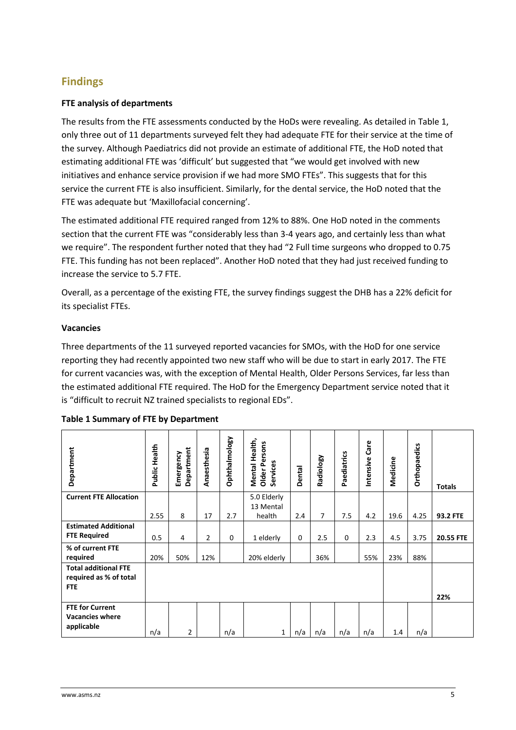## Findings

**FTE analysis of departments**

The results from the FTE assessments conducted by the HoDs were revealing. As detailed in Table 1, only three out of 11 departments surveyed felt they had adequate FTE for their service at the time of the survey. Although Paediatrics did not provide an estimate of additional FTE, the HoD noted that estimating additional FTE was 'difficult' but suggested that "we would get involved with new initiatives and enhance service provision if we had more SMO FTEs". This suggests that for this service the current FTE is also insufficient. Similarly, for the dental service, the HoD noted that the FTE was adequate but 'Maxillofacial concerning'.

The estimated additional FTE required ranged from 12% to 88%. One HoD noted in the comments section that the current FTE was "considerably less than 3-4 years ago, and certainly less than what we require". The respondent further noted that they had "2 Full time surgeons who dropped to 0.75 FTE. This funding has not been replaced". Another HoD noted that they had just received funding to increase the service to 5.7 FTE.

Overall, as a percentage of the existing FTE, the survey findings suggest the DHB has a 22% deficit for its specialist FTEs.

**Vacancies**

Three departments of the 11 surveyed reported vacancies for SMOs, with the HoD for one service reporting they had recently appointed two new staff who will be due to start in early 2017. The FTE for current vacancies was, with the exception of Mental Health, Older Persons Services, far less than the estimated additional FTE required. The HoD for the Emergency Department service noted that it is "difficult to recruit NZ trained specialists to regional EDs".

**Table 1 Summary of FTE by Department**

| Department | Public Health | Emergency Department | Anaesthesia | Ophthalmology | Mental Health, Older Persons Services | Dental | Radiology | Paediatrics | Intensive Care | Medicine | Orthopaedics | Totals |
|---|---|---|---|---|---|---|---|---|---|---|---|---|
| **Current FTE Allocation** | 2.55 | 8 | 17 | 2.7 | 5.0 Elderly 13 Mental health | 2.4 | 7 | 7.5 | 4.2 | 19.6 | 4.25 | **93.2 FTE** |
| **Estimated Additional FTE Required** | 0.5 | 4 | 2 | 0 | 1 elderly | 0 | 2.5 | 0 | 2.3 | 4.5 | 3.75 | **20.55 FTE** |
| **% of current FTE required** | 20% | 50% | 12% | | 20% elderly | | 36% | | 55% | 23% | 88% | |
| **Total additional FTE required as % of total FTE** | | | | | | | | | | | | **22%** |
| **FTE for Current Vacancies where applicable** | n/a | 2 | | n/a | 1 | n/a | n/a | n/a | n/a | 1.4 | n/a | |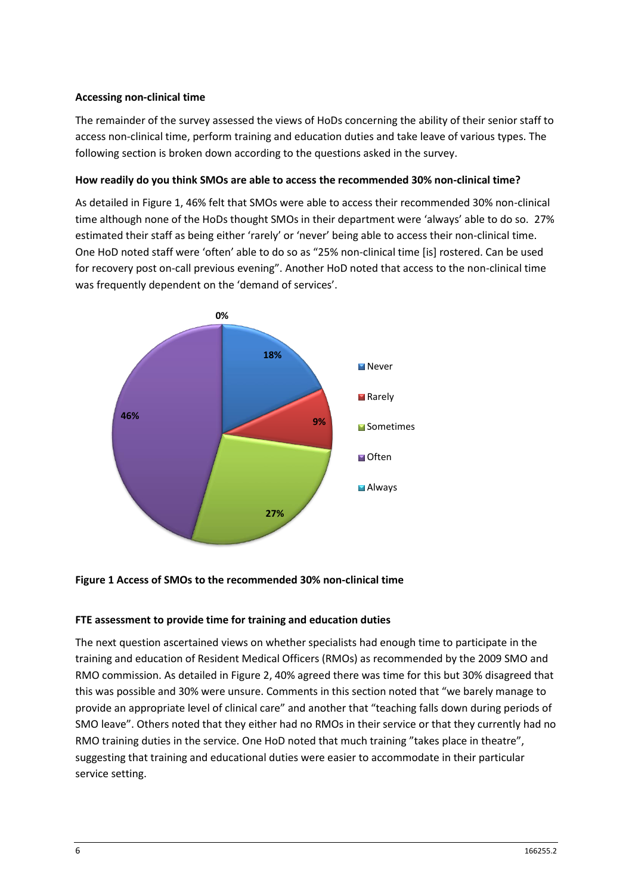### Accessing non-clinical time

The remainder of the survey assessed the views of HoDs concerning the ability of their senior staff to access non-clinical time, perform training and education duties and take leave of various types. The following section is broken down according to the questions asked in the survey.

#### How readily do you think SMOs are able to access the recommended 30% non-clinical time?

As detailed in Figure 1, 46% felt that SMOs were able to access their recommended 30% non-clinical time although none of the HoDs thought SMOs in their department were 'always' able to do so. 27% estimated their staff as being either 'rarely' or 'never' being able to access their non-clinical time. One HoD noted staff were 'often' able to do so as "25% non-clinical time [is] rostered. Can be used for recovery post on-call previous evening". Another HoD noted that access to the non-clinical time was frequently dependent on the 'demand of services'.

**Figure 1 Access of SMOs to the recommended 30% non-clinical time**

#### FTE assessment to provide time for training and education duties

The next question ascertained views on whether specialists had enough time to participate in the training and education of Resident Medical Officers (RMOs) as recommended by the 2009 SMO and RMO commission. As detailed in Figure 2, 40% agreed there was time for this but 30% disagreed that this was possible and 30% were unsure. Comments in this section noted that "we barely manage to provide an appropriate level of clinical care" and another that "teaching falls down during periods of SMO leave". Others noted that they either had no RMOs in their service or that they currently had no RMO training duties in the service. One HoD noted that much training "takes place in theatre", suggesting that training and educational duties were easier to accommodate in their particular service setting.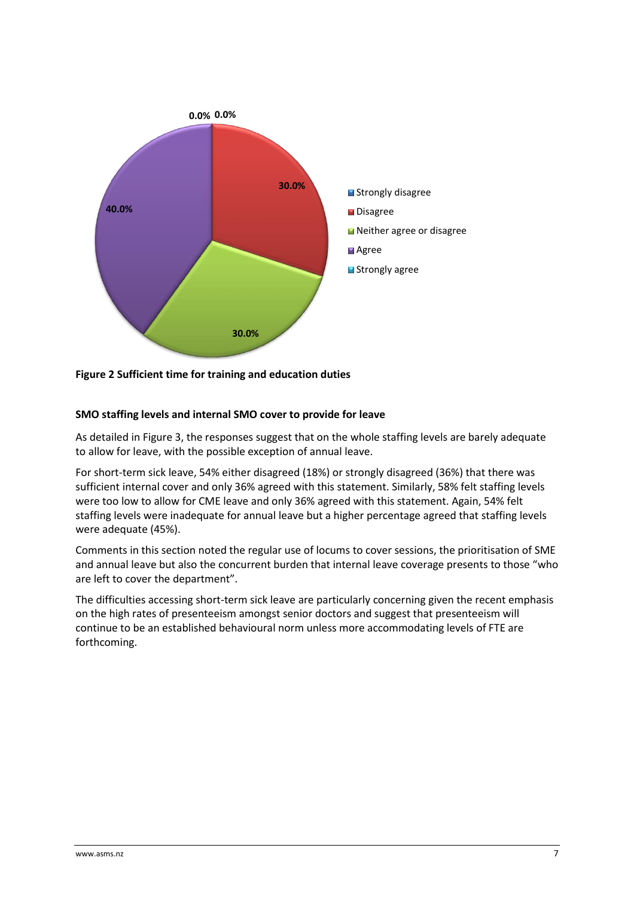0.0% 0.0%

30.0%

40.0%

30.0%

- Strongly disagree
- Disagree
- Neither agree or disagree
- Agree
- Strongly agree

**Figure 2 Sufficient time for training and education duties**

**SMO staffing levels and internal SMO cover to provide for leave**

As detailed in Figure 3, the responses suggest that on the whole staffing levels are barely adequate to allow for leave, with the possible exception of annual leave.

For short-term sick leave, 54% either disagreed (18%) or strongly disagreed (36%) that there was sufficient internal cover and only 36% agreed with this statement. Similarly, 58% felt staffing levels were too low to allow for CME leave and only 36% agreed with this statement. Again, 54% felt staffing levels were inadequate for annual leave but a higher percentage agreed that staffing levels were adequate (45%).

Comments in this section noted the regular use of locums to cover sessions, the prioritisation of SME and annual leave but also the concurrent burden that internal leave coverage presents to those "who are left to cover the department".

The difficulties accessing short-term sick leave are particularly concerning given the recent emphasis on the high rates of presenteeism amongst senior doctors and suggest that presenteeism will continue to be an established behavioural norm unless more accommodating levels of FTE are forthcoming.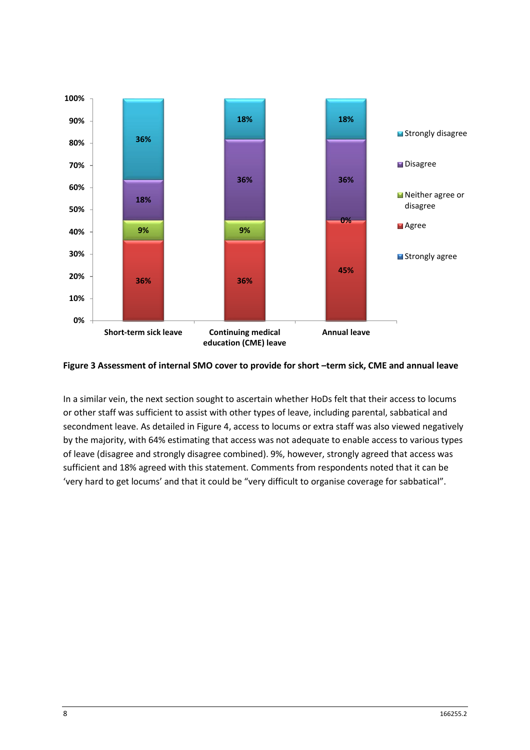| | Short-term sick leave | Continuing medical education (CME) leave | Annual leave |
|---|---|---|---|
| Strongly disagree | 36% | 18% | 18% |
| Disagree | 18% | 36% | 36% |
| Neither agree or disagree | 9% | 9% | 0% |
| Agree | 36% | 36% | 45% |
| Strongly agree | | | |

**Figure 3 Assessment of internal SMO cover to provide for short –term sick, CME and annual leave**

In a similar vein, the next section sought to ascertain whether HoDs felt that their access to locums or other staff was sufficient to assist with other types of leave, including parental, sabbatical and secondment leave. As detailed in Figure 4, access to locums or extra staff was also viewed negatively by the majority, with 64% estimating that access was not adequate to enable access to various types of leave (disagree and strongly disagree combined). 9%, however, strongly agreed that access was sufficient and 18% agreed with this statement. Comments from respondents noted that it can be 'very hard to get locums' and that it could be "very difficult to organise coverage for sabbatical".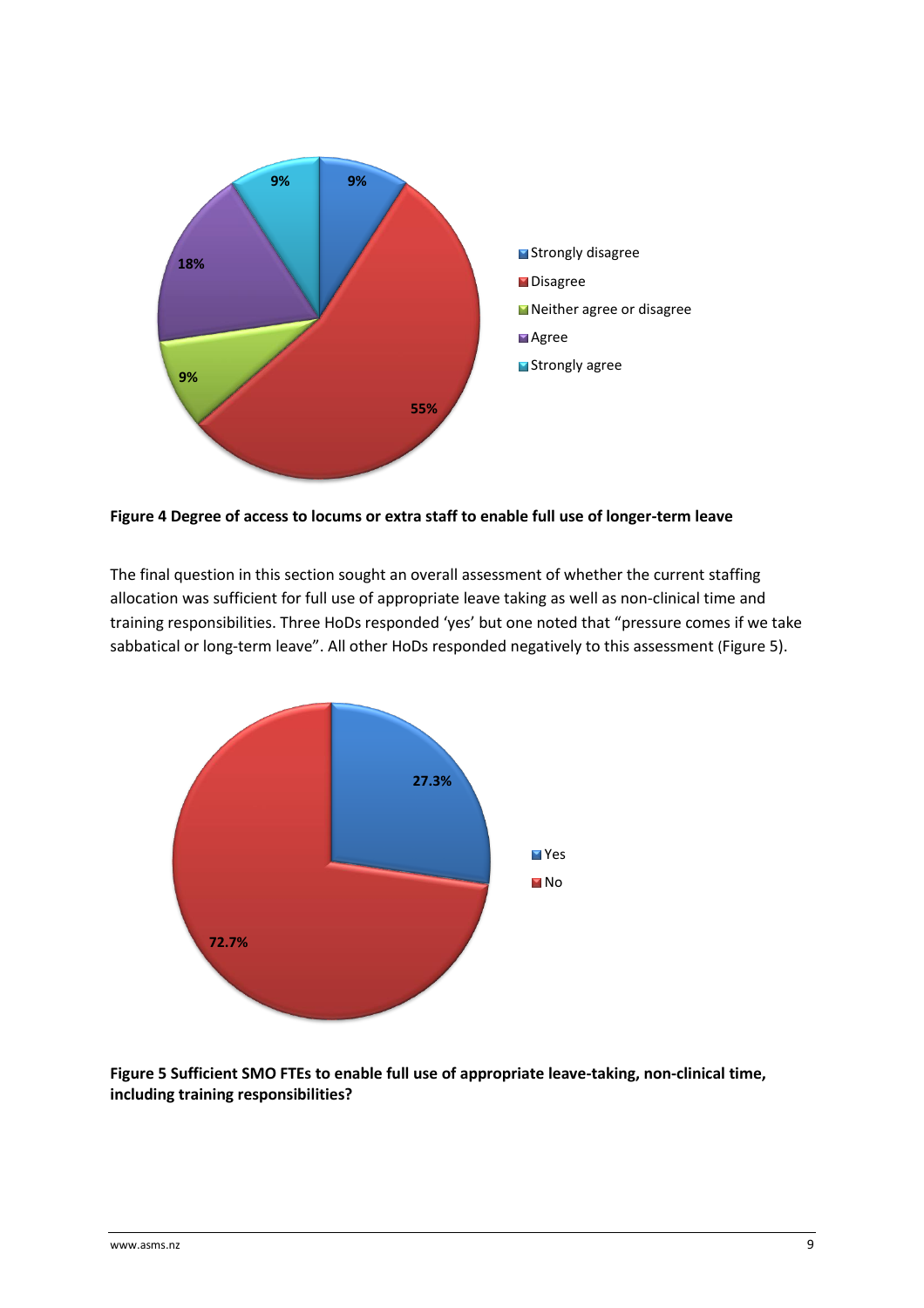**Figure 4 Degree of access to locums or extra staff to enable full use of longer-term leave**

The final question in this section sought an overall assessment of whether the current staffing allocation was sufficient for full use of appropriate leave taking as well as non-clinical time and training responsibilities. Three HoDs responded 'yes' but one noted that "pressure comes if we take sabbatical or long-term leave". All other HoDs responded negatively to this assessment (Figure 5).

**Figure 5 Sufficient SMO FTEs to enable full use of appropriate leave-taking, non-clinical time, including training responsibilities?**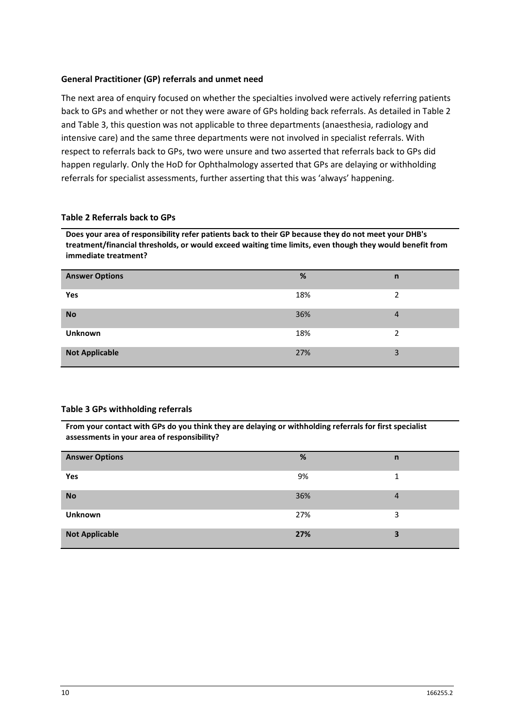### General Practitioner (GP) referrals and unmet need

The next area of enquiry focused on whether the specialties involved were actively referring patients back to GPs and whether or not they were aware of GPs holding back referrals. As detailed in Table 2 and Table 3, this question was not applicable to three departments (anaesthesia, radiology and intensive care) and the same three departments were not involved in specialist referrals. With respect to referrals back to GPs, two were unsure and two asserted that referrals back to GPs did happen regularly. Only the HoD for Ophthalmology asserted that GPs are delaying or withholding referrals for specialist assessments, further asserting that this was 'always' happening.

**Table 2 Referrals back to GPs**

**Does your area of responsibility refer patients back to their GP because they do not meet your DHB's treatment/financial thresholds, or would exceed waiting time limits, even though they would benefit from immediate treatment?**

| Answer Options | % | n |
|---|---|---|
| **Yes** | 18% | 2 |
| **No** | 36% | 4 |
| **Unknown** | 18% | 2 |
| **Not Applicable** | 27% | 3 |

**Table 3 GPs withholding referrals**

**From your contact with GPs do you think they are delaying or withholding referrals for first specialist assessments in your area of responsibility?**

| Answer Options | % | n |
|---|---|---|
| **Yes** | 9% | 1 |
| **No** | 36% | 4 |
| **Unknown** | 27% | 3 |
| **Not Applicable** | **27%** | **3** |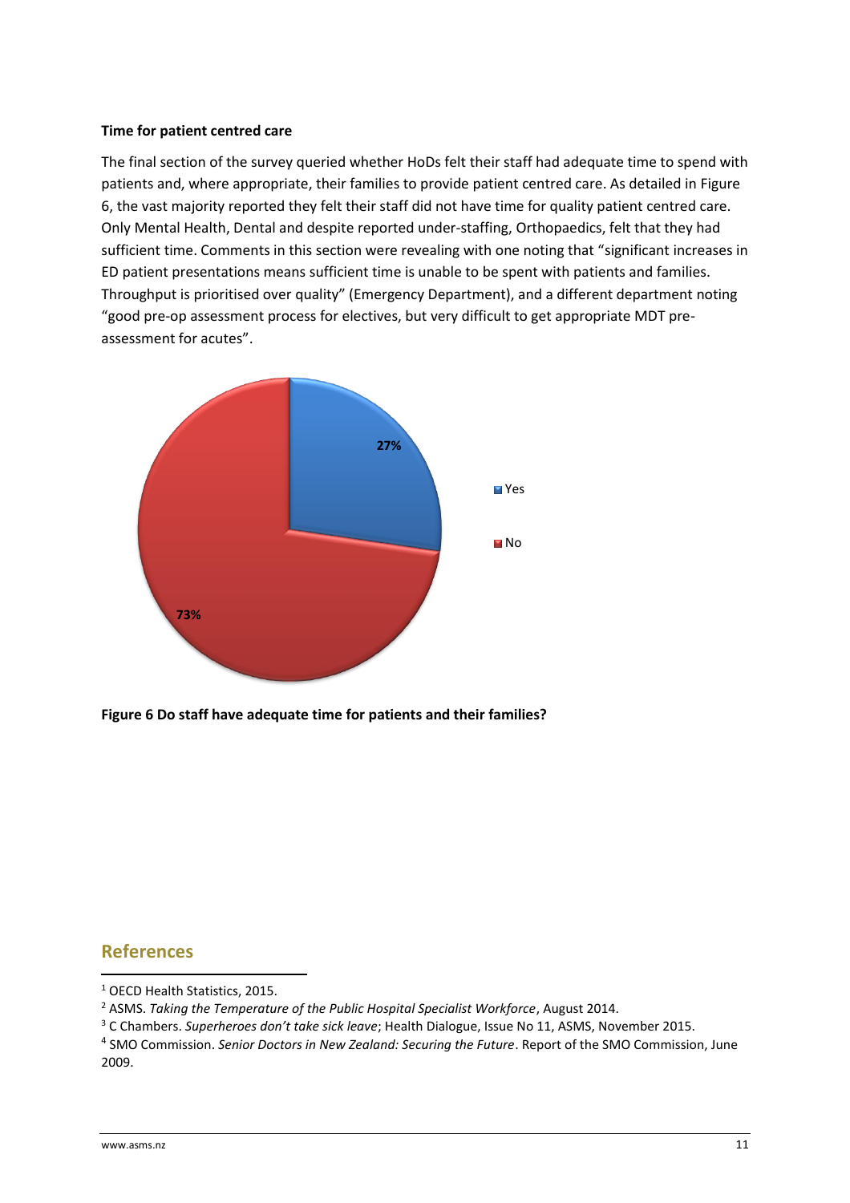**Time for patient centred care**

The final section of the survey queried whether HoDs felt their staff had adequate time to spend with patients and, where appropriate, their families to provide patient centred care. As detailed in Figure 6, the vast majority reported they felt their staff did not have time for quality patient centred care. Only Mental Health, Dental and despite reported under-staffing, Orthopaedics, felt that they had sufficient time. Comments in this section were revealing with one noting that "significant increases in ED patient presentations means sufficient time is unable to be spent with patients and families. Throughput is prioritised over quality" (Emergency Department), and a different department noting "good pre-op assessment process for electives, but very difficult to get appropriate MDT pre-assessment for acutes".

27%

73%

Yes

No

**Figure 6 Do staff have adequate time for patients and their families?**

## References

[1] OECD Health Statistics, 2015.

[2] ASMS. *Taking the Temperature of the Public Hospital Specialist Workforce*, August 2014.

[3] C Chambers. *Superheroes don't take sick leave*; Health Dialogue, Issue No 11, ASMS, November 2015.

[4] SMO Commission. *Senior Doctors in New Zealand: Securing the Future*. Report of the SMO Commission, June 2009.